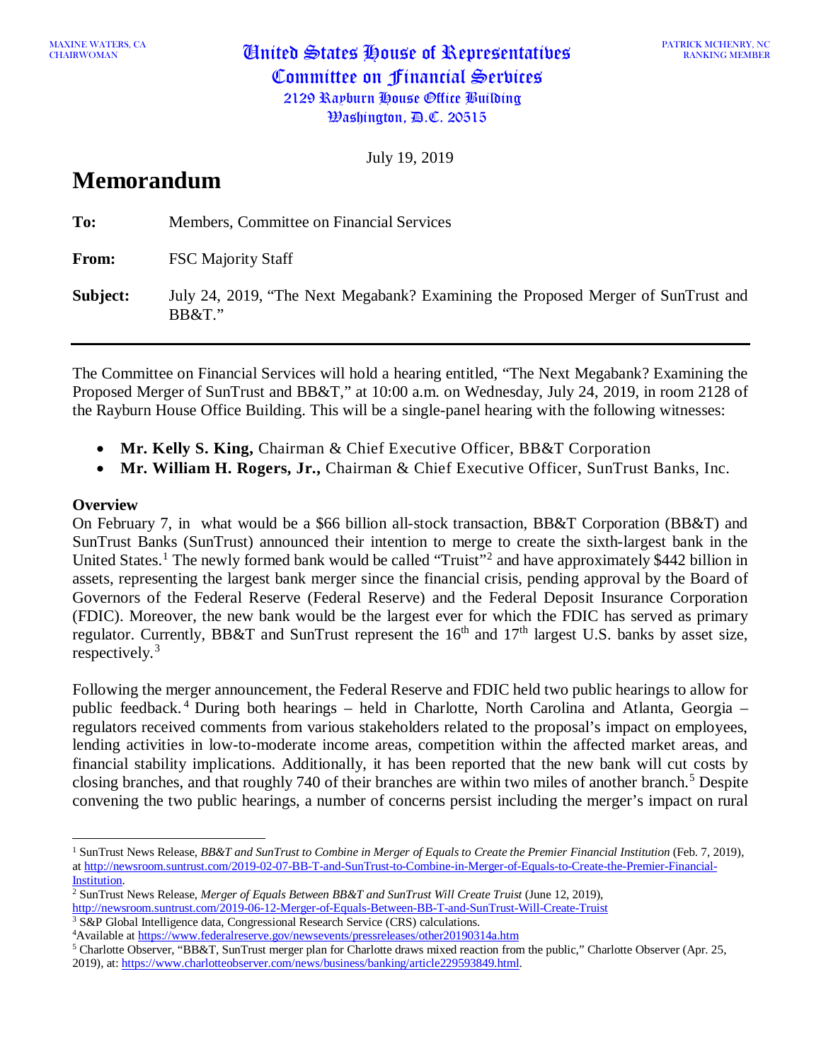MAXINE WATERS, CA
CHAIRWOMAN

**United States House of Representatives**
**Committee on Financial Services**
**2129 Rayburn House Office Building**
**Washington, D.C. 20515**

PATRICK MCHENRY, NC
RANKING MEMBER

July 19, 2019

# Memorandum

**To:** Members, Committee on Financial Services

**From:** FSC Majority Staff

**Subject:** July 24, 2019, "The Next Megabank? Examining the Proposed Merger of SunTrust and BB&T."

---

The Committee on Financial Services will hold a hearing entitled, "The Next Megabank? Examining the Proposed Merger of SunTrust and BB&T," at 10:00 a.m. on Wednesday, July 24, 2019, in room 2128 of the Rayburn House Office Building. This will be a single-panel hearing with the following witnesses:

- **Mr. Kelly S. King,** Chairman & Chief Executive Officer, BB&T Corporation
- **Mr. William H. Rogers, Jr.,** Chairman & Chief Executive Officer, SunTrust Banks, Inc.

**Overview**

On February 7, in what would be a $66 billion all-stock transaction, BB&T Corporation (BB&T) and SunTrust Banks (SunTrust) announced their intention to merge to create the sixth-largest bank in the United States.[1] The newly formed bank would be called "Truist"[2] and have approximately $442 billion in assets, representing the largest bank merger since the financial crisis, pending approval by the Board of Governors of the Federal Reserve (Federal Reserve) and the Federal Deposit Insurance Corporation (FDIC). Moreover, the new bank would be the largest ever for which the FDIC has served as primary regulator. Currently, BB&T and SunTrust represent the 16th and 17th largest U.S. banks by asset size, respectively.[3]

Following the merger announcement, the Federal Reserve and FDIC held two public hearings to allow for public feedback.[4] During both hearings – held in Charlotte, North Carolina and Atlanta, Georgia – regulators received comments from various stakeholders related to the proposal's impact on employees, lending activities in low-to-moderate income areas, competition within the affected market areas, and financial stability implications. Additionally, it has been reported that the new bank will cut costs by closing branches, and that roughly 740 of their branches are within two miles of another branch.[5] Despite convening the two public hearings, a number of concerns persist including the merger's impact on rural

---

[1] SunTrust News Release, *BB&T and SunTrust to Combine in Merger of Equals to Create the Premier Financial Institution* (Feb. 7, 2019), at http://newsroom.suntrust.com/2019-02-07-BB-T-and-SunTrust-to-Combine-in-Merger-of-Equals-to-Create-the-Premier-Financial-Institution.

[2] SunTrust News Release, *Merger of Equals Between BB&T and SunTrust Will Create Truist* (June 12, 2019), http://newsroom.suntrust.com/2019-06-12-Merger-of-Equals-Between-BB-T-and-SunTrust-Will-Create-Truist

[3] S&P Global Intelligence data, Congressional Research Service (CRS) calculations.

[4] Available at https://www.federalreserve.gov/newsevents/pressreleases/other20190314a.htm

[5] Charlotte Observer, "BB&T, SunTrust merger plan for Charlotte draws mixed reaction from the public," Charlotte Observer (Apr. 25, 2019), at: https://www.charlotteobserver.com/news/business/banking/article229593849.html.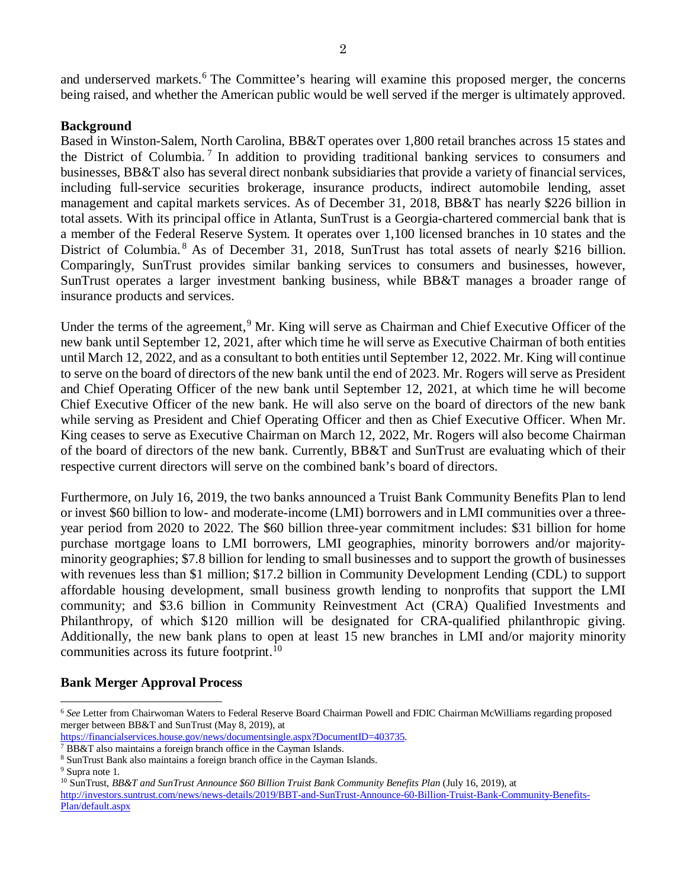and underserved markets.[6] The Committee's hearing will examine this proposed merger, the concerns being raised, and whether the American public would be well served if the merger is ultimately approved.

**Background**

Based in Winston-Salem, North Carolina, BB&T operates over 1,800 retail branches across 15 states and the District of Columbia.[7] In addition to providing traditional banking services to consumers and businesses, BB&T also has several direct nonbank subsidiaries that provide a variety of financial services, including full-service securities brokerage, insurance products, indirect automobile lending, asset management and capital markets services. As of December 31, 2018, BB&T has nearly $226 billion in total assets. With its principal office in Atlanta, SunTrust is a Georgia-chartered commercial bank that is a member of the Federal Reserve System. It operates over 1,100 licensed branches in 10 states and the District of Columbia.[8] As of December 31, 2018, SunTrust has total assets of nearly $216 billion. Comparingly, SunTrust provides similar banking services to consumers and businesses, however, SunTrust operates a larger investment banking business, while BB&T manages a broader range of insurance products and services.

Under the terms of the agreement,[9] Mr. King will serve as Chairman and Chief Executive Officer of the new bank until September 12, 2021, after which time he will serve as Executive Chairman of both entities until March 12, 2022, and as a consultant to both entities until September 12, 2022. Mr. King will continue to serve on the board of directors of the new bank until the end of 2023. Mr. Rogers will serve as President and Chief Operating Officer of the new bank until September 12, 2021, at which time he will become Chief Executive Officer of the new bank. He will also serve on the board of directors of the new bank while serving as President and Chief Operating Officer and then as Chief Executive Officer. When Mr. King ceases to serve as Executive Chairman on March 12, 2022, Mr. Rogers will also become Chairman of the board of directors of the new bank. Currently, BB&T and SunTrust are evaluating which of their respective current directors will serve on the combined bank's board of directors.

Furthermore, on July 16, 2019, the two banks announced a Truist Bank Community Benefits Plan to lend or invest $60 billion to low- and moderate-income (LMI) borrowers and in LMI communities over a three-year period from 2020 to 2022. The $60 billion three-year commitment includes: $31 billion for home purchase mortgage loans to LMI borrowers, LMI geographies, minority borrowers and/or majority-minority geographies; $7.8 billion for lending to small businesses and to support the growth of businesses with revenues less than $1 million; $17.2 billion in Community Development Lending (CDL) to support affordable housing development, small business growth lending to nonprofits that support the LMI community; and $3.6 billion in Community Reinvestment Act (CRA) Qualified Investments and Philanthropy, of which $120 million will be designated for CRA-qualified philanthropic giving. Additionally, the new bank plans to open at least 15 new branches in LMI and/or majority minority communities across its future footprint.[10]

**Bank Merger Approval Process**

---

[6] *See* Letter from Chairwoman Waters to Federal Reserve Board Chairman Powell and FDIC Chairman McWilliams regarding proposed merger between BB&T and SunTrust (May 8, 2019), at https://financialservices.house.gov/news/documentsingle.aspx?DocumentID=403735.

[7] BB&T also maintains a foreign branch office in the Cayman Islands.

[8] SunTrust Bank also maintains a foreign branch office in the Cayman Islands.

[9] Supra note 1.

[10] SunTrust, *BB&T and SunTrust Announce $60 Billion Truist Bank Community Benefits Plan* (July 16, 2019), at http://investors.suntrust.com/news/news-details/2019/BBT-and-SunTrust-Announce-60-Billion-Truist-Bank-Community-Benefits-Plan/default.aspx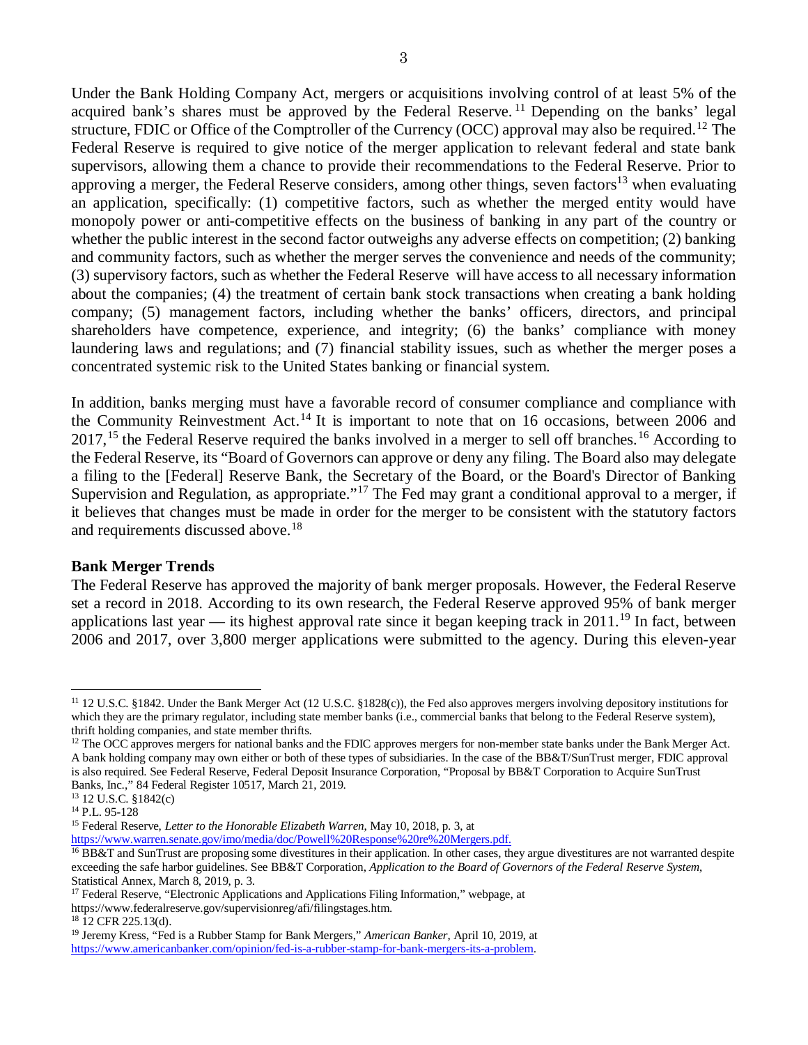Under the Bank Holding Company Act, mergers or acquisitions involving control of at least 5% of the acquired bank's shares must be approved by the Federal Reserve.[11] Depending on the banks' legal structure, FDIC or Office of the Comptroller of the Currency (OCC) approval may also be required.[12] The Federal Reserve is required to give notice of the merger application to relevant federal and state bank supervisors, allowing them a chance to provide their recommendations to the Federal Reserve. Prior to approving a merger, the Federal Reserve considers, among other things, seven factors[13] when evaluating an application, specifically: (1) competitive factors, such as whether the merged entity would have monopoly power or anti-competitive effects on the business of banking in any part of the country or whether the public interest in the second factor outweighs any adverse effects on competition; (2) banking and community factors, such as whether the merger serves the convenience and needs of the community; (3) supervisory factors, such as whether the Federal Reserve will have access to all necessary information about the companies; (4) the treatment of certain bank stock transactions when creating a bank holding company; (5) management factors, including whether the banks' officers, directors, and principal shareholders have competence, experience, and integrity; (6) the banks' compliance with money laundering laws and regulations; and (7) financial stability issues, such as whether the merger poses a concentrated systemic risk to the United States banking or financial system.

In addition, banks merging must have a favorable record of consumer compliance and compliance with the Community Reinvestment Act.[14] It is important to note that on 16 occasions, between 2006 and 2017,[15] the Federal Reserve required the banks involved in a merger to sell off branches.[16] According to the Federal Reserve, its "Board of Governors can approve or deny any filing. The Board also may delegate a filing to the [Federal] Reserve Bank, the Secretary of the Board, or the Board's Director of Banking Supervision and Regulation, as appropriate."[17] The Fed may grant a conditional approval to a merger, if it believes that changes must be made in order for the merger to be consistent with the statutory factors and requirements discussed above.[18]

**Bank Merger Trends**

The Federal Reserve has approved the majority of bank merger proposals. However, the Federal Reserve set a record in 2018. According to its own research, the Federal Reserve approved 95% of bank merger applications last year — its highest approval rate since it began keeping track in 2011.[19] In fact, between 2006 and 2017, over 3,800 merger applications were submitted to the agency. During this eleven-year

---

[11] 12 U.S.C. §1842. Under the Bank Merger Act (12 U.S.C. §1828(c)), the Fed also approves mergers involving depository institutions for which they are the primary regulator, including state member banks (i.e., commercial banks that belong to the Federal Reserve system), thrift holding companies, and state member thrifts.

[12] The OCC approves mergers for national banks and the FDIC approves mergers for non-member state banks under the Bank Merger Act. A bank holding company may own either or both of these types of subsidiaries. In the case of the BB&T/SunTrust merger, FDIC approval is also required. See Federal Reserve, Federal Deposit Insurance Corporation, "Proposal by BB&T Corporation to Acquire SunTrust Banks, Inc.," 84 Federal Register 10517, March 21, 2019.

[13] 12 U.S.C. §1842(c)

[14] P.L. 95-128

[15] Federal Reserve, *Letter to the Honorable Elizabeth Warren*, May 10, 2018, p. 3, at https://www.warren.senate.gov/imo/media/doc/Powell%20Response%20re%20Mergers.pdf.

[16] BB&T and SunTrust are proposing some divestitures in their application. In other cases, they argue divestitures are not warranted despite exceeding the safe harbor guidelines. See BB&T Corporation, *Application to the Board of Governors of the Federal Reserve System*, Statistical Annex, March 8, 2019, p. 3.

[17] Federal Reserve, "Electronic Applications and Applications Filing Information," webpage, at https://www.federalreserve.gov/supervisionreg/afi/filingstages.htm.

[18] 12 CFR 225.13(d).

[19] Jeremy Kress, "Fed is a Rubber Stamp for Bank Mergers," *American Banker*, April 10, 2019, at https://www.americanbanker.com/opinion/fed-is-a-rubber-stamp-for-bank-mergers-its-a-problem.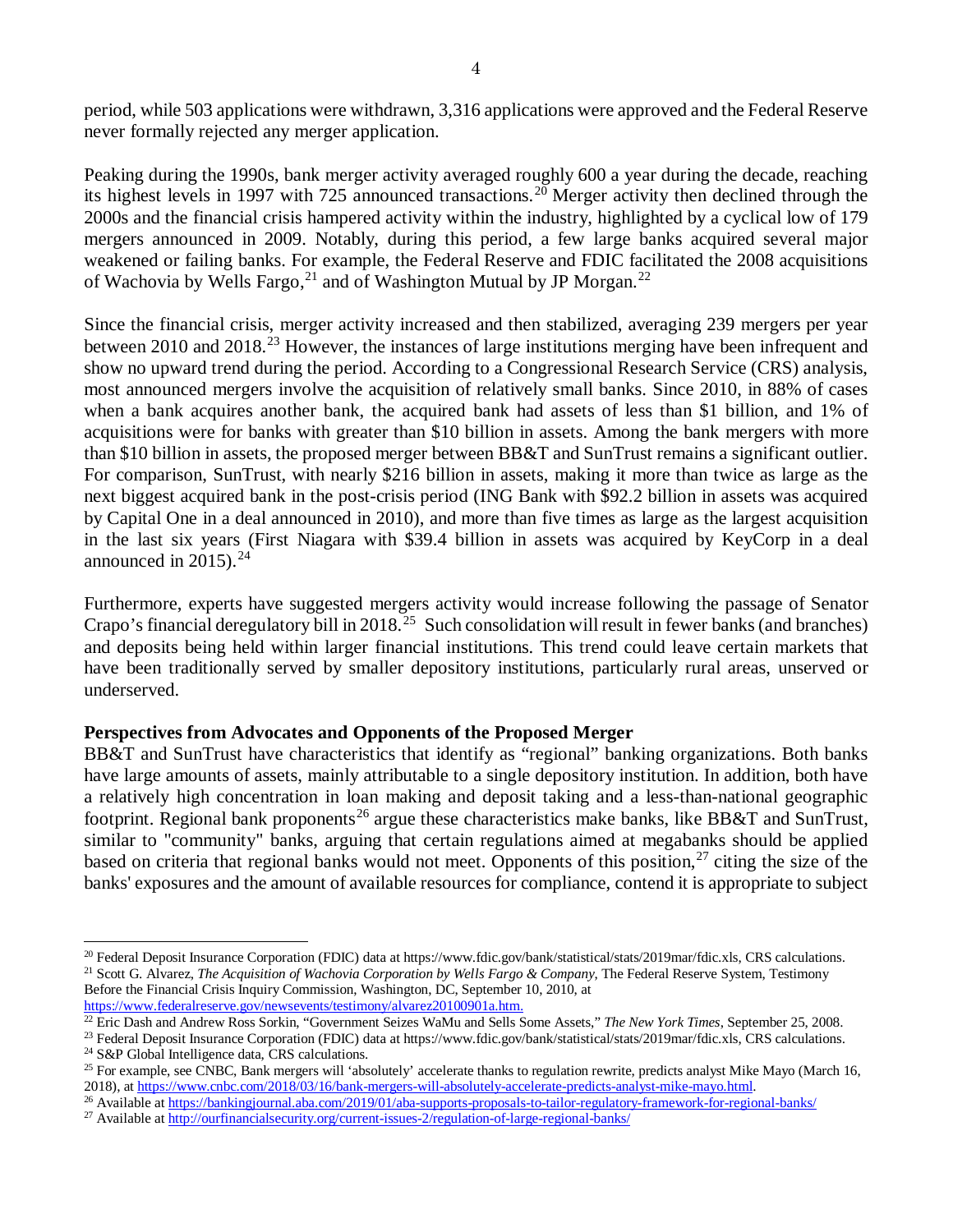period, while 503 applications were withdrawn, 3,316 applications were approved and the Federal Reserve never formally rejected any merger application.

Peaking during the 1990s, bank merger activity averaged roughly 600 a year during the decade, reaching its highest levels in 1997 with 725 announced transactions.[20] Merger activity then declined through the 2000s and the financial crisis hampered activity within the industry, highlighted by a cyclical low of 179 mergers announced in 2009. Notably, during this period, a few large banks acquired several major weakened or failing banks. For example, the Federal Reserve and FDIC facilitated the 2008 acquisitions of Wachovia by Wells Fargo,[21] and of Washington Mutual by JP Morgan.[22]

Since the financial crisis, merger activity increased and then stabilized, averaging 239 mergers per year between 2010 and 2018.[23] However, the instances of large institutions merging have been infrequent and show no upward trend during the period. According to a Congressional Research Service (CRS) analysis, most announced mergers involve the acquisition of relatively small banks. Since 2010, in 88% of cases when a bank acquires another bank, the acquired bank had assets of less than $1 billion, and 1% of acquisitions were for banks with greater than $10 billion in assets. Among the bank mergers with more than $10 billion in assets, the proposed merger between BB&T and SunTrust remains a significant outlier. For comparison, SunTrust, with nearly $216 billion in assets, making it more than twice as large as the next biggest acquired bank in the post-crisis period (ING Bank with $92.2 billion in assets was acquired by Capital One in a deal announced in 2010), and more than five times as large as the largest acquisition in the last six years (First Niagara with $39.4 billion in assets was acquired by KeyCorp in a deal announced in 2015).[24]

Furthermore, experts have suggested mergers activity would increase following the passage of Senator Crapo's financial deregulatory bill in 2018.[25] Such consolidation will result in fewer banks (and branches) and deposits being held within larger financial institutions. This trend could leave certain markets that have been traditionally served by smaller depository institutions, particularly rural areas, unserved or underserved.

**Perspectives from Advocates and Opponents of the Proposed Merger**

BB&T and SunTrust have characteristics that identify as "regional" banking organizations. Both banks have large amounts of assets, mainly attributable to a single depository institution. In addition, both have a relatively high concentration in loan making and deposit taking and a less-than-national geographic footprint. Regional bank proponents[26] argue these characteristics make banks, like BB&T and SunTrust, similar to "community" banks, arguing that certain regulations aimed at megabanks should be applied based on criteria that regional banks would not meet. Opponents of this position,[27] citing the size of the banks' exposures and the amount of available resources for compliance, contend it is appropriate to subject

---

[20] Federal Deposit Insurance Corporation (FDIC) data at https://www.fdic.gov/bank/statistical/stats/2019mar/fdic.xls, CRS calculations.

[21] Scott G. Alvarez, *The Acquisition of Wachovia Corporation by Wells Fargo & Company*, The Federal Reserve System, Testimony Before the Financial Crisis Inquiry Commission, Washington, DC, September 10, 2010, at https://www.federalreserve.gov/newsevents/testimony/alvarez20100901a.htm.

[22] Eric Dash and Andrew Ross Sorkin, "Government Seizes WaMu and Sells Some Assets," *The New York Times*, September 25, 2008.

[23] Federal Deposit Insurance Corporation (FDIC) data at https://www.fdic.gov/bank/statistical/stats/2019mar/fdic.xls, CRS calculations.

[24] S&P Global Intelligence data, CRS calculations.

[25] For example, see CNBC, Bank mergers will 'absolutely' accelerate thanks to regulation rewrite, predicts analyst Mike Mayo (March 16, 2018), at https://www.cnbc.com/2018/03/16/bank-mergers-will-absolutely-accelerate-predicts-analyst-mike-mayo.html.

[26] Available at https://bankingjournal.aba.com/2019/01/aba-supports-proposals-to-tailor-regulatory-framework-for-regional-banks/

[27] Available at http://ourfinancialsecurity.org/current-issues-2/regulation-of-large-regional-banks/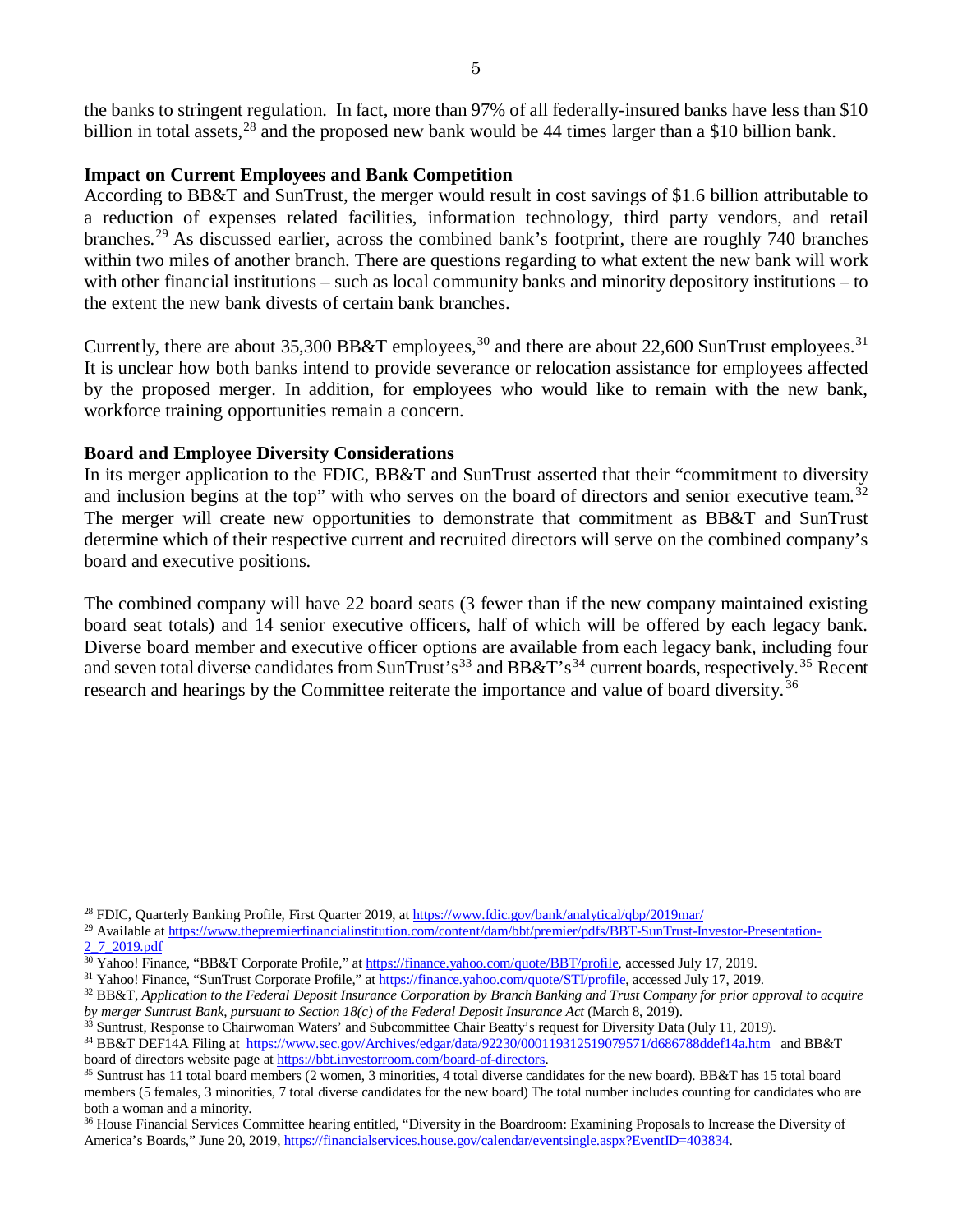the banks to stringent regulation. In fact, more than 97% of all federally-insured banks have less than $10 billion in total assets,[28] and the proposed new bank would be 44 times larger than a $10 billion bank.

**Impact on Current Employees and Bank Competition**

According to BB&T and SunTrust, the merger would result in cost savings of $1.6 billion attributable to a reduction of expenses related facilities, information technology, third party vendors, and retail branches.[29] As discussed earlier, across the combined bank's footprint, there are roughly 740 branches within two miles of another branch. There are questions regarding to what extent the new bank will work with other financial institutions – such as local community banks and minority depository institutions – to the extent the new bank divests of certain bank branches.

Currently, there are about 35,300 BB&T employees,[30] and there are about 22,600 SunTrust employees.[31] It is unclear how both banks intend to provide severance or relocation assistance for employees affected by the proposed merger. In addition, for employees who would like to remain with the new bank, workforce training opportunities remain a concern.

**Board and Employee Diversity Considerations**

In its merger application to the FDIC, BB&T and SunTrust asserted that their "commitment to diversity and inclusion begins at the top" with who serves on the board of directors and senior executive team.[32] The merger will create new opportunities to demonstrate that commitment as BB&T and SunTrust determine which of their respective current and recruited directors will serve on the combined company's board and executive positions.

The combined company will have 22 board seats (3 fewer than if the new company maintained existing board seat totals) and 14 senior executive officers, half of which will be offered by each legacy bank. Diverse board member and executive officer options are available from each legacy bank, including four and seven total diverse candidates from SunTrust's[33] and BB&T's[34] current boards, respectively.[35] Recent research and hearings by the Committee reiterate the importance and value of board diversity.[36]

---

[28] FDIC, Quarterly Banking Profile, First Quarter 2019, at https://www.fdic.gov/bank/analytical/qbp/2019mar/

[29] Available at https://www.thepremierfinancialinstitution.com/content/dam/bbt/premier/pdfs/BBT-SunTrust-Investor-Presentation-2_7_2019.pdf

[30] Yahoo! Finance, "BB&T Corporate Profile," at https://finance.yahoo.com/quote/BBT/profile, accessed July 17, 2019.

[31] Yahoo! Finance, "SunTrust Corporate Profile," at https://finance.yahoo.com/quote/STI/profile, accessed July 17, 2019.

[32] BB&T, *Application to the Federal Deposit Insurance Corporation by Branch Banking and Trust Company for prior approval to acquire by merger Suntrust Bank, pursuant to Section 18(c) of the Federal Deposit Insurance Act* (March 8, 2019).

[33] Suntrust, Response to Chairwoman Waters' and Subcommittee Chair Beatty's request for Diversity Data (July 11, 2019).

[34] BB&T DEF14A Filing at https://www.sec.gov/Archives/edgar/data/92230/000119312519079571/d686788ddef14a.htm and BB&T board of directors website page at https://bbt.investorroom.com/board-of-directors.

[35] Suntrust has 11 total board members (2 women, 3 minorities, 4 total diverse candidates for the new board). BB&T has 15 total board members (5 females, 3 minorities, 7 total diverse candidates for the new board) The total number includes counting for candidates who are both a woman and a minority.

[36] House Financial Services Committee hearing entitled, "Diversity in the Boardroom: Examining Proposals to Increase the Diversity of America's Boards," June 20, 2019, https://financialservices.house.gov/calendar/eventsingle.aspx?EventID=403834.